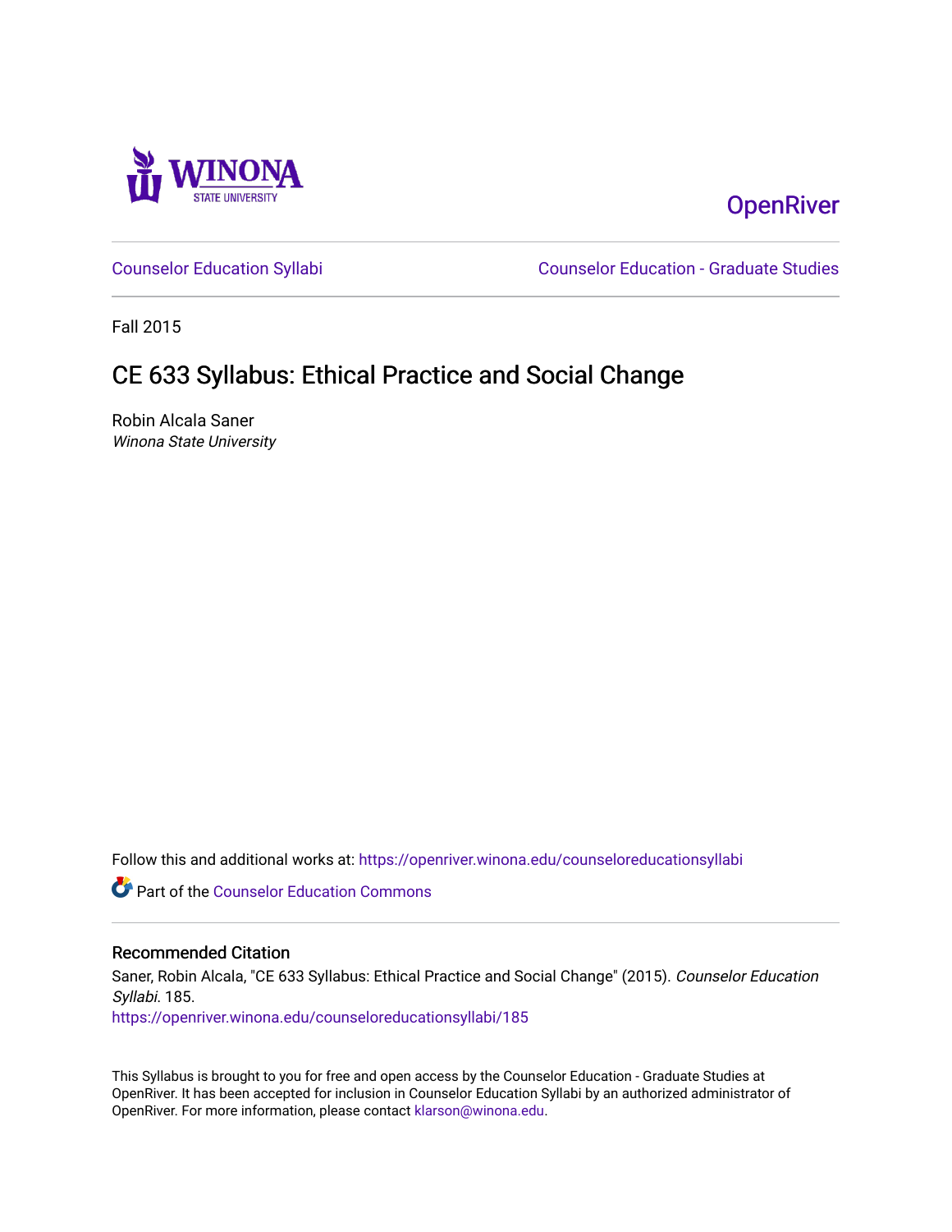Winona State University

OpenRiver

Counselor Education Syllabi

Counselor Education - Graduate Studies

Fall 2015

# CE 633 Syllabus: Ethical Practice and Social Change

Robin Alcala Saner
*Winona State University*

Follow this and additional works at: https://openriver.winona.edu/counseloreducationsyllabi

Part of the Counselor Education Commons

## Recommended Citation

Saner, Robin Alcala, "CE 633 Syllabus: Ethical Practice and Social Change" (2015). *Counselor Education Syllabi*. 185.
https://openriver.winona.edu/counseloreducationsyllabi/185

This Syllabus is brought to you for free and open access by the Counselor Education - Graduate Studies at OpenRiver. It has been accepted for inclusion in Counselor Education Syllabi by an authorized administrator of OpenRiver. For more information, please contact klarson@winona.edu.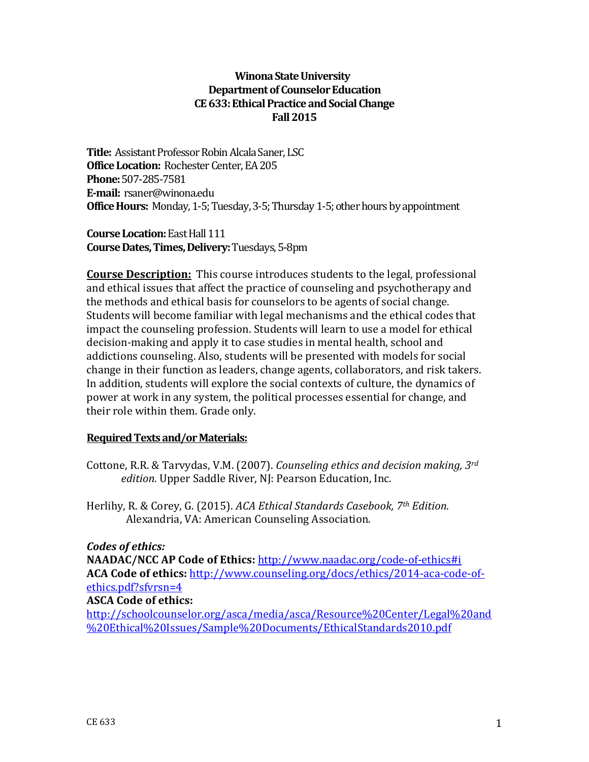**Winona State University**
**Department of Counselor Education**
**CE 633: Ethical Practice and Social Change**
**Fall 2015**

**Title:** Assistant Professor Robin Alcala Saner, LSC
**Office Location:** Rochester Center, EA 205
**Phone:** 507-285-7581
**E-mail:** rsaner@winona.edu
**Office Hours:** Monday, 1-5; Tuesday, 3-5; Thursday 1-5; other hours by appointment

**Course Location:** East Hall 111
**Course Dates, Times, Delivery:** Tuesdays, 5-8pm

**Course Description:** This course introduces students to the legal, professional and ethical issues that affect the practice of counseling and psychotherapy and the methods and ethical basis for counselors to be agents of social change. Students will become familiar with legal mechanisms and the ethical codes that impact the counseling profession. Students will learn to use a model for ethical decision-making and apply it to case studies in mental health, school and addictions counseling. Also, students will be presented with models for social change in their function as leaders, change agents, collaborators, and risk takers. In addition, students will explore the social contexts of culture, the dynamics of power at work in any system, the political processes essential for change, and their role within them. Grade only.

**Required Texts and/or Materials:**

Cottone, R.R. & Tarvydas, V.M. (2007). *Counseling ethics and decision making, 3rd edition.* Upper Saddle River, NJ: Pearson Education, Inc.

Herlihy, R. & Corey, G. (2015). *ACA Ethical Standards Casebook, 7th Edition.* Alexandria, VA: American Counseling Association.

***Codes of ethics:***
**NAADAC/NCC AP Code of Ethics:** http://www.naadac.org/code-of-ethics#i
**ACA Code of ethics:** http://www.counseling.org/docs/ethics/2014-aca-code-of-ethics.pdf?sfvrsn=4
**ASCA Code of ethics:**
http://schoolcounselor.org/asca/media/asca/Resource%20Center/Legal%20and%20Ethical%20Issues/Sample%20Documents/EthicalStandards2010.pdf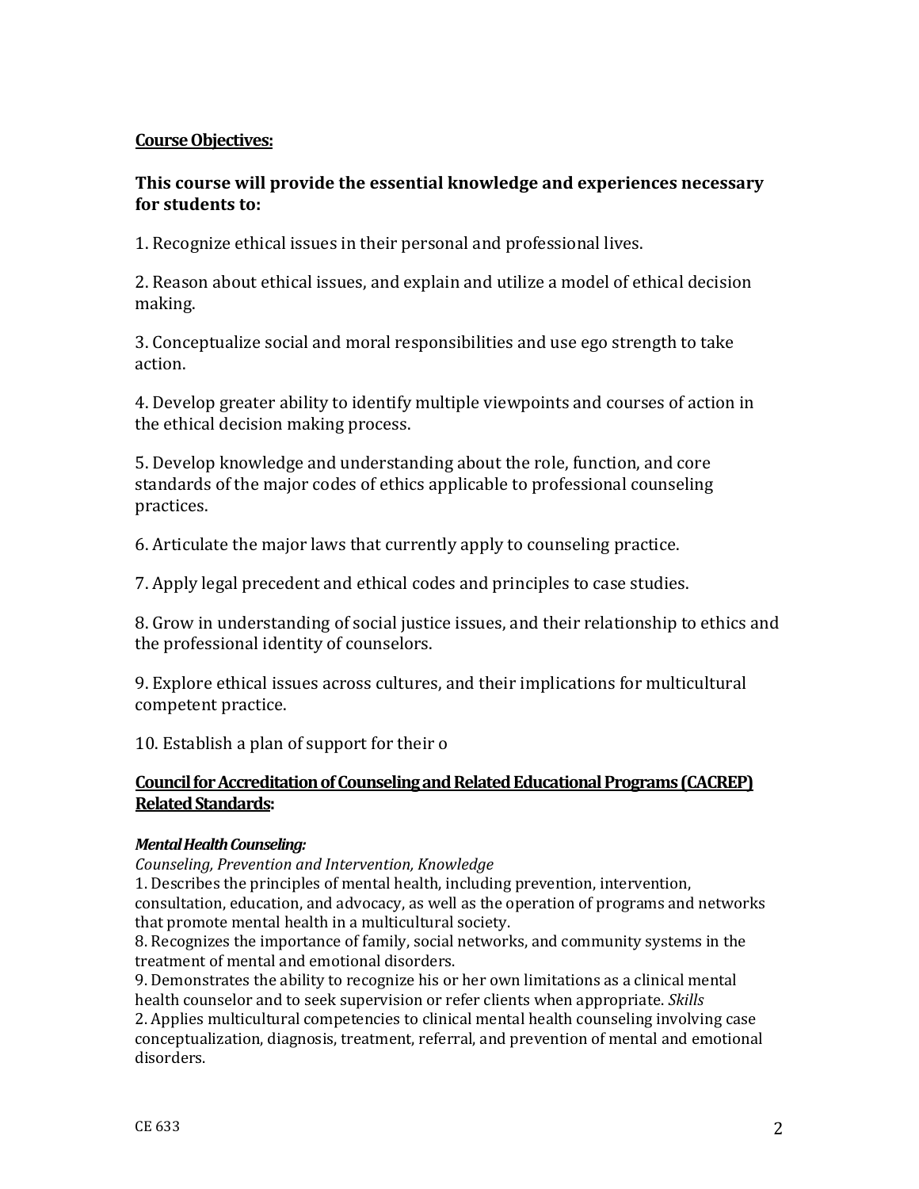**Course Objectives:**

**This course will provide the essential knowledge and experiences necessary for students to:**

1. Recognize ethical issues in their personal and professional lives.

2. Reason about ethical issues, and explain and utilize a model of ethical decision making.

3. Conceptualize social and moral responsibilities and use ego strength to take action.

4. Develop greater ability to identify multiple viewpoints and courses of action in the ethical decision making process.

5. Develop knowledge and understanding about the role, function, and core standards of the major codes of ethics applicable to professional counseling practices.

6. Articulate the major laws that currently apply to counseling practice.

7. Apply legal precedent and ethical codes and principles to case studies.

8. Grow in understanding of social justice issues, and their relationship to ethics and the professional identity of counselors.

9. Explore ethical issues across cultures, and their implications for multicultural competent practice.

10. Establish a plan of support for their o

**Council for Accreditation of Counseling and Related Educational Programs (CACREP) Related Standards:**

***Mental Health Counseling:***
*Counseling, Prevention and Intervention, Knowledge*
1. Describes the principles of mental health, including prevention, intervention, consultation, education, and advocacy, as well as the operation of programs and networks that promote mental health in a multicultural society.
8. Recognizes the importance of family, social networks, and community systems in the treatment of mental and emotional disorders.
9. Demonstrates the ability to recognize his or her own limitations as a clinical mental health counselor and to seek supervision or refer clients when appropriate. *Skills*
2. Applies multicultural competencies to clinical mental health counseling involving case conceptualization, diagnosis, treatment, referral, and prevention of mental and emotional disorders.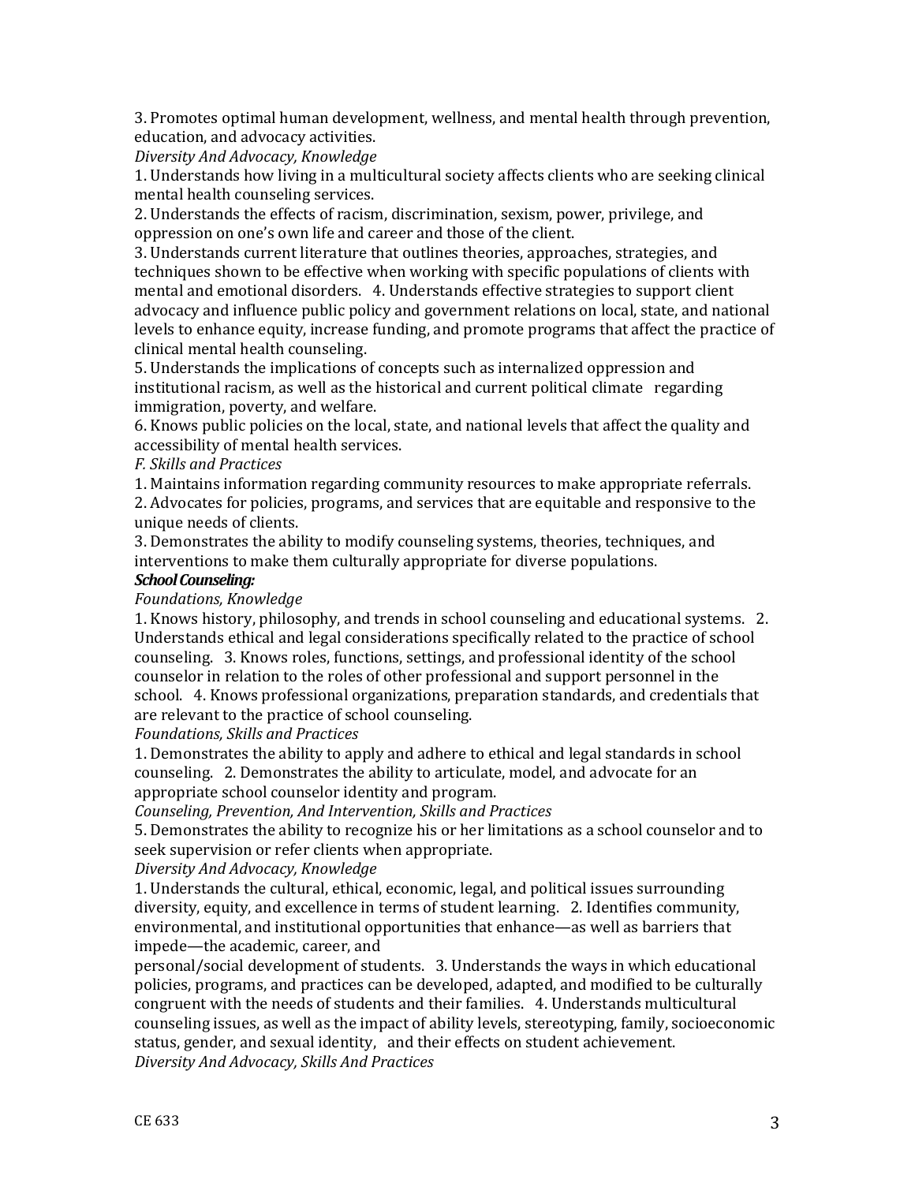3. Promotes optimal human development, wellness, and mental health through prevention, education, and advocacy activities.

*Diversity And Advocacy, Knowledge*

1. Understands how living in a multicultural society affects clients who are seeking clinical mental health counseling services.
2. Understands the effects of racism, discrimination, sexism, power, privilege, and oppression on one's own life and career and those of the client.
3. Understands current literature that outlines theories, approaches, strategies, and techniques shown to be effective when working with specific populations of clients with mental and emotional disorders. 4. Understands effective strategies to support client advocacy and influence public policy and government relations on local, state, and national levels to enhance equity, increase funding, and promote programs that affect the practice of clinical mental health counseling.
5. Understands the implications of concepts such as internalized oppression and institutional racism, as well as the historical and current political climate regarding immigration, poverty, and welfare.
6. Knows public policies on the local, state, and national levels that affect the quality and accessibility of mental health services.

*F. Skills and Practices*

1. Maintains information regarding community resources to make appropriate referrals.
2. Advocates for policies, programs, and services that are equitable and responsive to the unique needs of clients.
3. Demonstrates the ability to modify counseling systems, theories, techniques, and interventions to make them culturally appropriate for diverse populations.

***School Counseling:***

*Foundations, Knowledge*

1. Knows history, philosophy, and trends in school counseling and educational systems. 2. Understands ethical and legal considerations specifically related to the practice of school counseling. 3. Knows roles, functions, settings, and professional identity of the school counselor in relation to the roles of other professional and support personnel in the school. 4. Knows professional organizations, preparation standards, and credentials that are relevant to the practice of school counseling.

*Foundations, Skills and Practices*

1. Demonstrates the ability to apply and adhere to ethical and legal standards in school counseling. 2. Demonstrates the ability to articulate, model, and advocate for an appropriate school counselor identity and program.

*Counseling, Prevention, And Intervention, Skills and Practices*

5. Demonstrates the ability to recognize his or her limitations as a school counselor and to seek supervision or refer clients when appropriate.

*Diversity And Advocacy, Knowledge*

1. Understands the cultural, ethical, economic, legal, and political issues surrounding diversity, equity, and excellence in terms of student learning. 2. Identifies community, environmental, and institutional opportunities that enhance—as well as barriers that impede—the academic, career, and personal/social development of students. 3. Understands the ways in which educational policies, programs, and practices can be developed, adapted, and modified to be culturally congruent with the needs of students and their families. 4. Understands multicultural counseling issues, as well as the impact of ability levels, stereotyping, family, socioeconomic status, gender, and sexual identity, and their effects on student achievement.

*Diversity And Advocacy, Skills And Practices*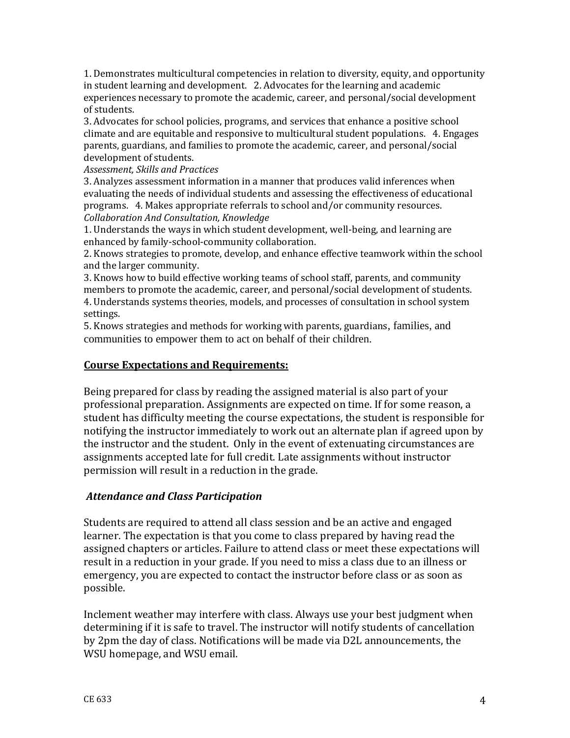1. Demonstrates multicultural competencies in relation to diversity, equity, and opportunity in student learning and development. 2. Advocates for the learning and academic experiences necessary to promote the academic, career, and personal/social development of students.

3. Advocates for school policies, programs, and services that enhance a positive school climate and are equitable and responsive to multicultural student populations. 4. Engages parents, guardians, and families to promote the academic, career, and personal/social development of students.

*Assessment, Skills and Practices*

3. Analyzes assessment information in a manner that produces valid inferences when evaluating the needs of individual students and assessing the effectiveness of educational programs. 4. Makes appropriate referrals to school and/or community resources.

*Collaboration And Consultation, Knowledge*

1. Understands the ways in which student development, well-being, and learning are enhanced by family-school-community collaboration.
2. Knows strategies to promote, develop, and enhance effective teamwork within the school and the larger community.
3. Knows how to build effective working teams of school staff, parents, and community members to promote the academic, career, and personal/social development of students.
4. Understands systems theories, models, and processes of consultation in school system settings.
5. Knows strategies and methods for working with parents, guardians, families, and communities to empower them to act on behalf of their children.

## Course Expectations and Requirements:

Being prepared for class by reading the assigned material is also part of your professional preparation. Assignments are expected on time. If for some reason, a student has difficulty meeting the course expectations, the student is responsible for notifying the instructor immediately to work out an alternate plan if agreed upon by the instructor and the student. Only in the event of extenuating circumstances are assignments accepted late for full credit. Late assignments without instructor permission will result in a reduction in the grade.

### *Attendance and Class Participation*

Students are required to attend all class session and be an active and engaged learner. The expectation is that you come to class prepared by having read the assigned chapters or articles. Failure to attend class or meet these expectations will result in a reduction in your grade. If you need to miss a class due to an illness or emergency, you are expected to contact the instructor before class or as soon as possible.

Inclement weather may interfere with class. Always use your best judgment when determining if it is safe to travel. The instructor will notify students of cancellation by 2pm the day of class. Notifications will be made via D2L announcements, the WSU homepage, and WSU email.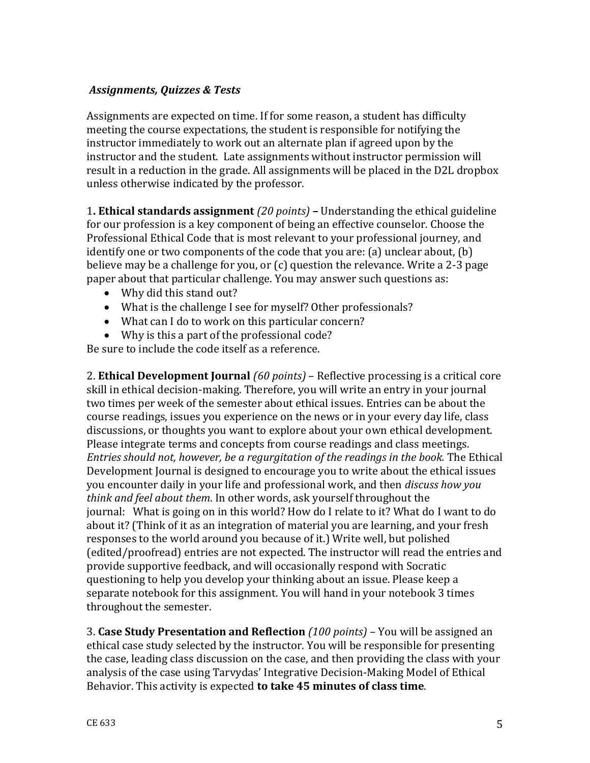*Assignments, Quizzes & Tests*

Assignments are expected on time. If for some reason, a student has difficulty meeting the course expectations, the student is responsible for notifying the instructor immediately to work out an alternate plan if agreed upon by the instructor and the student. Late assignments without instructor permission will result in a reduction in the grade. All assignments will be placed in the D2L dropbox unless otherwise indicated by the professor.

1. **Ethical standards assignment** *(20 points)* **–** Understanding the ethical guideline for our profession is a key component of being an effective counselor. Choose the Professional Ethical Code that is most relevant to your professional journey, and identify one or two components of the code that you are: (a) unclear about, (b) believe may be a challenge for you, or (c) question the relevance. Write a 2-3 page paper about that particular challenge. You may answer such questions as:

- Why did this stand out?
- What is the challenge I see for myself? Other professionals?
- What can I do to work on this particular concern?
- Why is this a part of the professional code?

Be sure to include the code itself as a reference.

2. **Ethical Development Journal** *(60 points)* – Reflective processing is a critical core skill in ethical decision-making. Therefore, you will write an entry in your journal two times per week of the semester about ethical issues. Entries can be about the course readings, issues you experience on the news or in your every day life, class discussions, or thoughts you want to explore about your own ethical development. Please integrate terms and concepts from course readings and class meetings. *Entries should not, however, be a regurgitation of the readings in the book.* The Ethical Development Journal is designed to encourage you to write about the ethical issues you encounter daily in your life and professional work, and then *discuss how you think and feel about them*. In other words, ask yourself throughout the journal: What is going on in this world? How do I relate to it? What do I want to do about it? (Think of it as an integration of material you are learning, and your fresh responses to the world around you because of it.) Write well, but polished (edited/proofread) entries are not expected. The instructor will read the entries and provide supportive feedback, and will occasionally respond with Socratic questioning to help you develop your thinking about an issue. Please keep a separate notebook for this assignment. You will hand in your notebook 3 times throughout the semester.

3. **Case Study Presentation and Reflection** *(100 points)* – You will be assigned an ethical case study selected by the instructor. You will be responsible for presenting the case, leading class discussion on the case, and then providing the class with your analysis of the case using Tarvydas' Integrative Decision-Making Model of Ethical Behavior. This activity is expected **to take 45 minutes of class time**.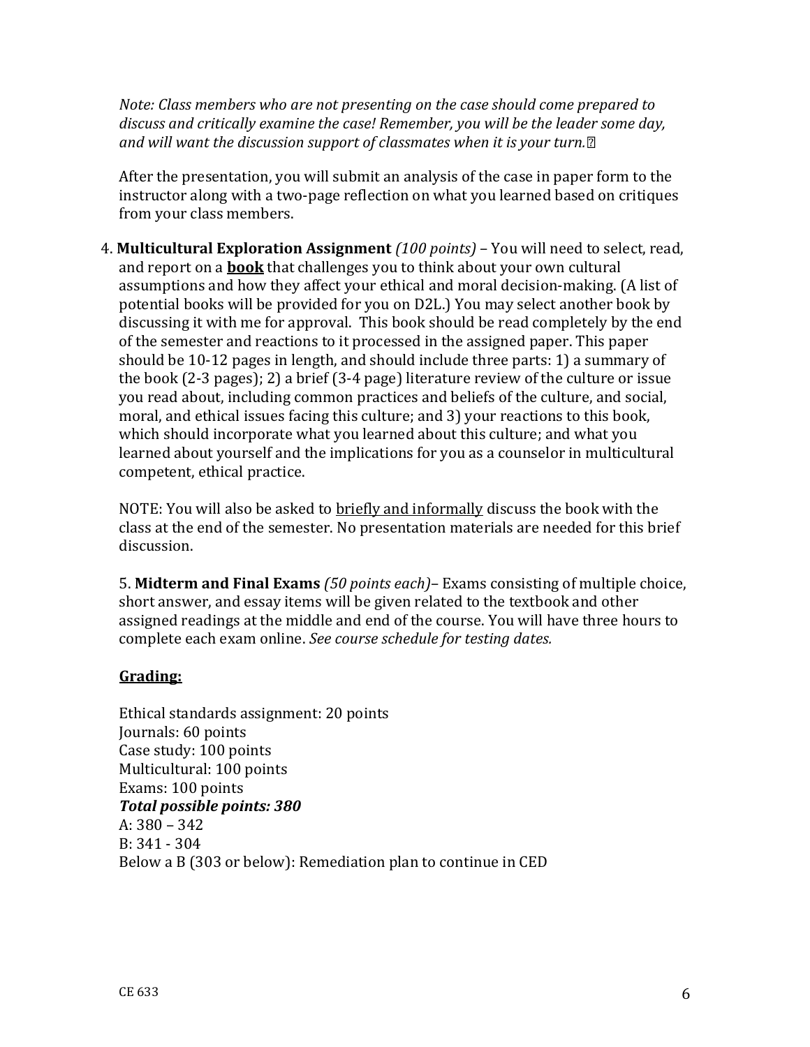*Note: Class members who are not presenting on the case should come prepared to discuss and critically examine the case! Remember, you will be the leader some day, and will want the discussion support of classmates when it is your turn.*

After the presentation, you will submit an analysis of the case in paper form to the instructor along with a two-page reflection on what you learned based on critiques from your class members.

4. **Multicultural Exploration Assignment** *(100 points)* – You will need to select, read, and report on a **book** that challenges you to think about your own cultural assumptions and how they affect your ethical and moral decision-making. (A list of potential books will be provided for you on D2L.) You may select another book by discussing it with me for approval. This book should be read completely by the end of the semester and reactions to it processed in the assigned paper. This paper should be 10-12 pages in length, and should include three parts: 1) a summary of the book (2-3 pages); 2) a brief (3-4 page) literature review of the culture or issue you read about, including common practices and beliefs of the culture, and social, moral, and ethical issues facing this culture; and 3) your reactions to this book, which should incorporate what you learned about this culture; and what you learned about yourself and the implications for you as a counselor in multicultural competent, ethical practice.

   NOTE: You will also be asked to briefly and informally discuss the book with the class at the end of the semester. No presentation materials are needed for this brief discussion.

5. **Midterm and Final Exams** *(50 points each)*– Exams consisting of multiple choice, short answer, and essay items will be given related to the textbook and other assigned readings at the middle and end of the course. You will have three hours to complete each exam online. *See course schedule for testing dates.*

**Grading:**

Ethical standards assignment: 20 points
Journals: 60 points
Case study: 100 points
Multicultural: 100 points
Exams: 100 points
***Total possible points: 380***
A: 380 – 342
B: 341 - 304
Below a B (303 or below): Remediation plan to continue in CED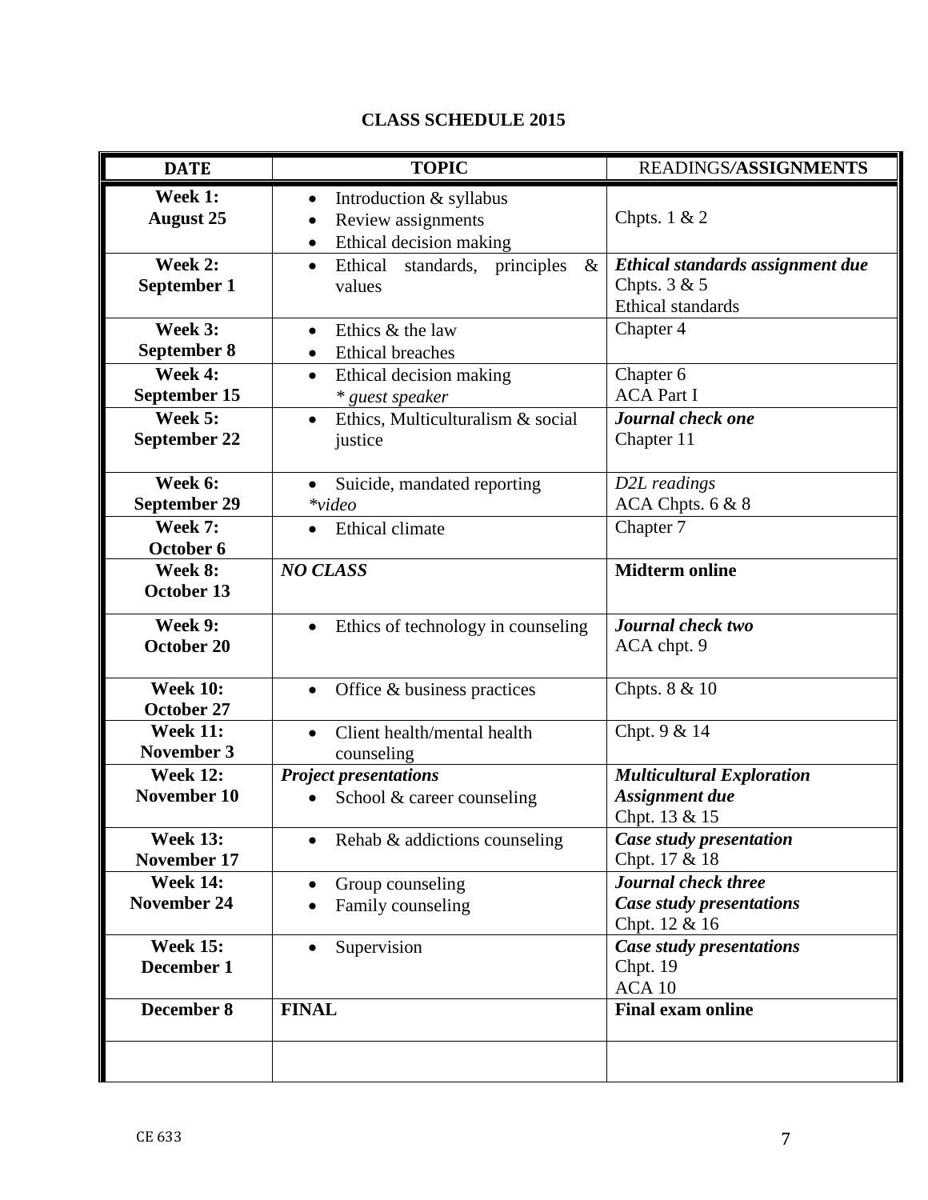**CLASS SCHEDULE 2015**

| **DATE** | **TOPIC** | READINGS/**ASSIGNMENTS** |
|---|---|---|
| **Week 1: August 25** | • Introduction & syllabus<br>• Review assignments<br>• Ethical decision making | Chpts. 1 & 2 |
| **Week 2: September 1** | • Ethical standards, principles & values | ***Ethical standards assignment due***<br>Chpts. 3 & 5<br>Ethical standards |
| **Week 3: September 8** | • Ethics & the law<br>• Ethical breaches | Chapter 4 |
| **Week 4: September 15** | • Ethical decision making<br>*\* guest speaker* | Chapter 6<br>ACA Part I |
| **Week 5: September 22** | • Ethics, Multiculturalism & social justice | ***Journal check one***<br>Chapter 11 |
| **Week 6: September 29** | • Suicide, mandated reporting<br>*\*video* | *D2L readings*<br>ACA Chpts. 6 & 8 |
| **Week 7: October 6** | • Ethical climate | Chapter 7 |
| **Week 8: October 13** | ***NO CLASS*** | **Midterm online** |
| **Week 9: October 20** | • Ethics of technology in counseling | ***Journal check two***<br>ACA chpt. 9 |
| **Week 10: October 27** | • Office & business practices | Chpts. 8 & 10 |
| **Week 11: November 3** | • Client health/mental health counseling | Chpt. 9 & 14 |
| **Week 12: November 10** | ***Project presentations***<br>• School & career counseling | ***Multicultural Exploration Assignment due***<br>Chpt. 13 & 15 |
| **Week 13: November 17** | • Rehab & addictions counseling | ***Case study presentation***<br>Chpt. 17 & 18 |
| **Week 14: November 24** | • Group counseling<br>• Family counseling | ***Journal check three***<br>***Case study presentations***<br>Chpt. 12 & 16 |
| **Week 15: December 1** | • Supervision | ***Case study presentations***<br>Chpt. 19<br>ACA 10 |
| **December 8** | **FINAL** | **Final exam online** |
| | | |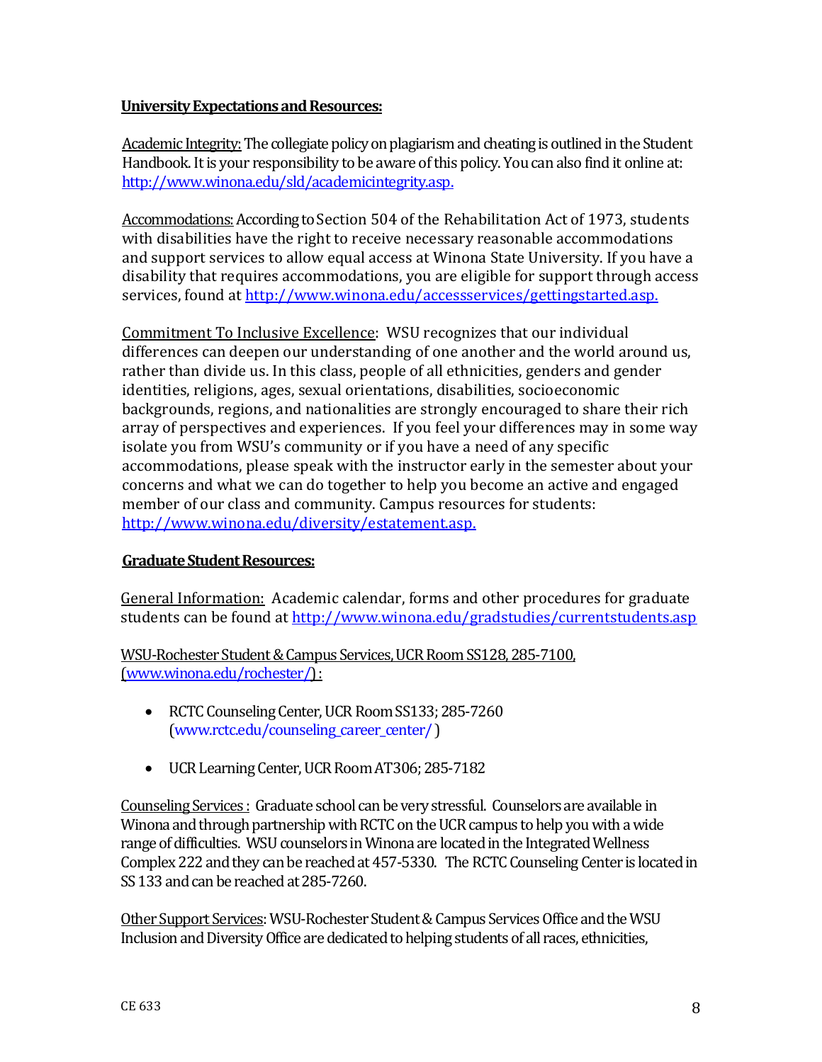**University Expectations and Resources:**

Academic Integrity: The collegiate policy on plagiarism and cheating is outlined in the Student Handbook. It is your responsibility to be aware of this policy. You can also find it online at: http://www.winona.edu/sld/academicintegrity.asp.

Accommodations: According to Section 504 of the Rehabilitation Act of 1973, students with disabilities have the right to receive necessary reasonable accommodations and support services to allow equal access at Winona State University. If you have a disability that requires accommodations, you are eligible for support through access services, found at http://www.winona.edu/accessservices/gettingstarted.asp.

Commitment To Inclusive Excellence: WSU recognizes that our individual differences can deepen our understanding of one another and the world around us, rather than divide us. In this class, people of all ethnicities, genders and gender identities, religions, ages, sexual orientations, disabilities, socioeconomic backgrounds, regions, and nationalities are strongly encouraged to share their rich array of perspectives and experiences. If you feel your differences may in some way isolate you from WSU's community or if you have a need of any specific accommodations, please speak with the instructor early in the semester about your concerns and what we can do together to help you become an active and engaged member of our class and community. Campus resources for students: http://www.winona.edu/diversity/estatement.asp.

**Graduate Student Resources:**

General Information: Academic calendar, forms and other procedures for graduate students can be found at http://www.winona.edu/gradstudies/currentstudents.asp

WSU-Rochester Student & Campus Services, UCR Room SS128, 285-7100, (www.winona.edu/rochester/) :

- RCTC Counseling Center, UCR Room SS133; 285-7260 (www.rctc.edu/counseling_career_center/ )
- UCR Learning Center, UCR Room AT306; 285-7182

Counseling Services : Graduate school can be very stressful. Counselors are available in Winona and through partnership with RCTC on the UCR campus to help you with a wide range of difficulties. WSU counselors in Winona are located in the Integrated Wellness Complex 222 and they can be reached at 457-5330. The RCTC Counseling Center is located in SS 133 and can be reached at 285-7260.

Other Support Services: WSU-Rochester Student & Campus Services Office and the WSU Inclusion and Diversity Office are dedicated to helping students of all races, ethnicities,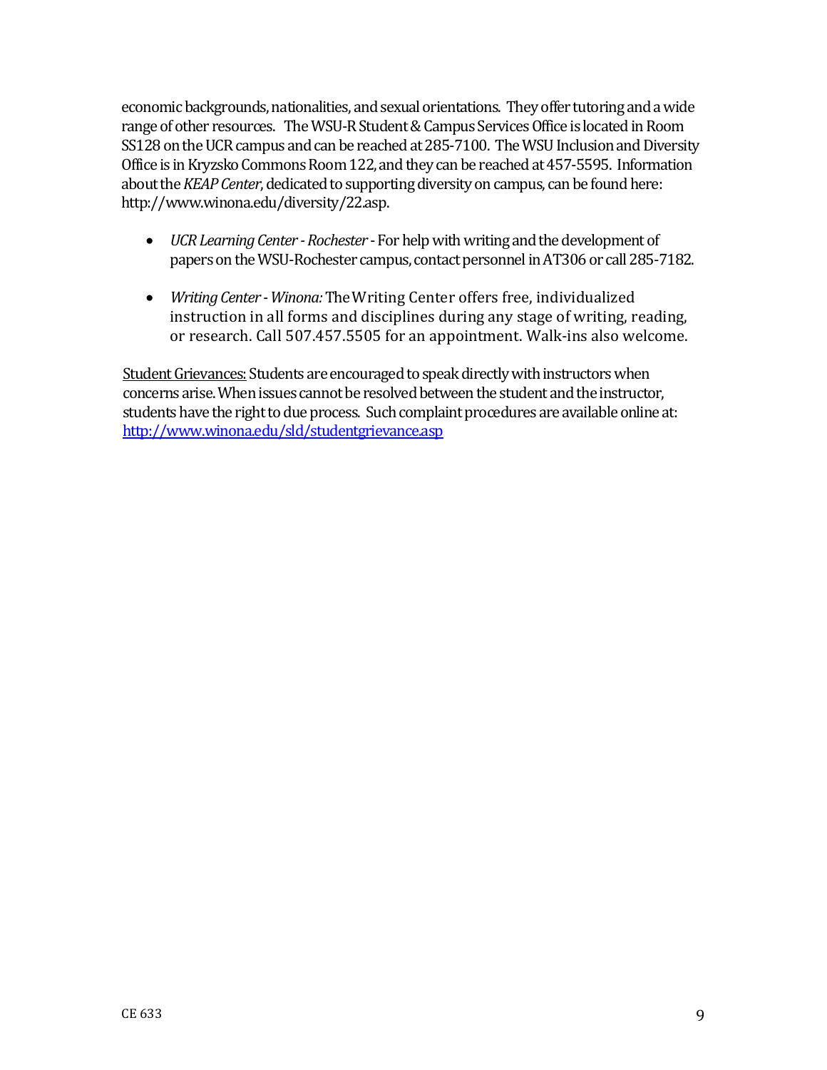economic backgrounds, nationalities, and sexual orientations. They offer tutoring and a wide range of other resources. The WSU-R Student & Campus Services Office is located in Room SS128 on the UCR campus and can be reached at 285-7100. The WSU Inclusion and Diversity Office is in Kryzsko Commons Room 122, and they can be reached at 457-5595. Information about the *KEAP Center*, dedicated to supporting diversity on campus, can be found here: http://www.winona.edu/diversity/22.asp.

- *UCR Learning Center - Rochester* - For help with writing and the development of papers on the WSU-Rochester campus, contact personnel in AT306 or call 285-7182.

- *Writing Center - Winona:* The Writing Center offers free, individualized instruction in all forms and disciplines during any stage of writing, reading, or research. Call 507.457.5505 for an appointment. Walk-ins also welcome.

Student Grievances: Students are encouraged to speak directly with instructors when concerns arise. When issues cannot be resolved between the student and the instructor, students have the right to due process. Such complaint procedures are available online at: http://www.winona.edu/sld/studentgrievance.asp